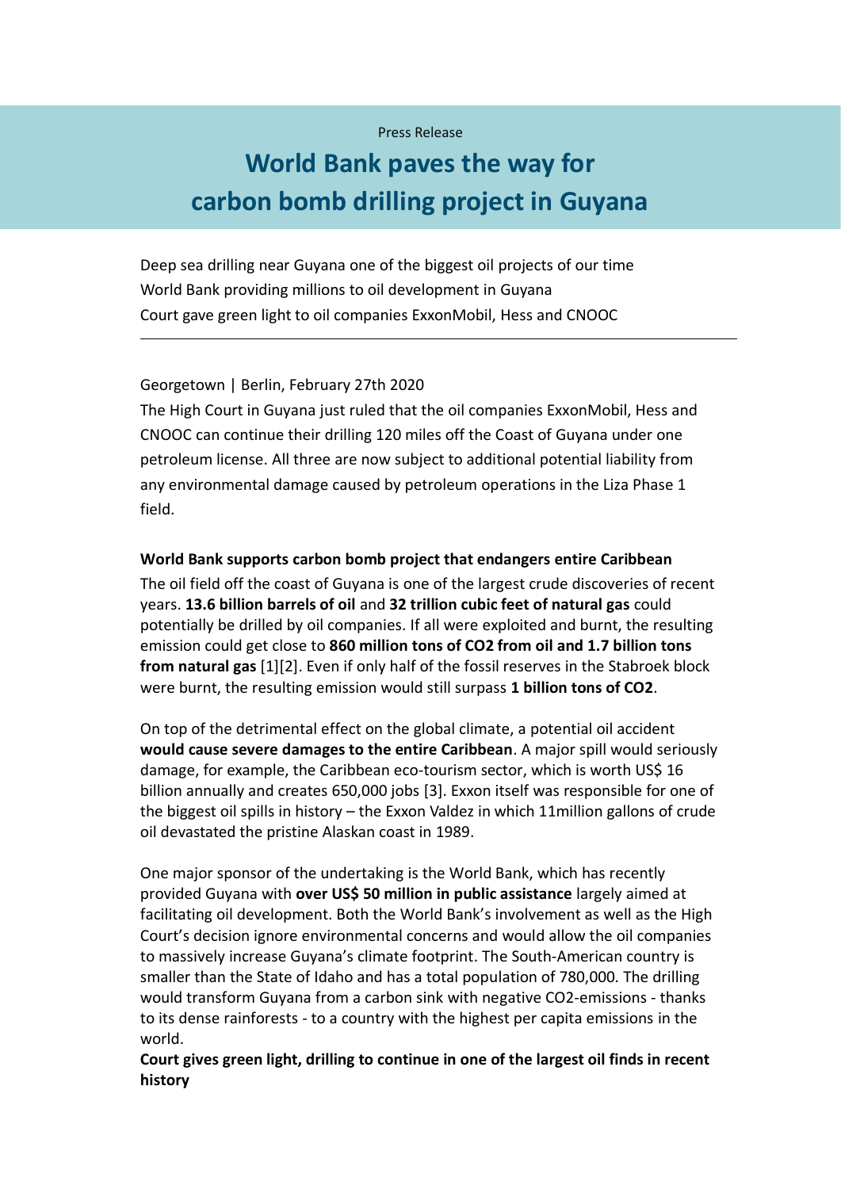Press Release

# World Bank paves the way for carbon bomb drilling project in Guyana

Deep sea drilling near Guyana one of the biggest oil projects of our time
World Bank providing millions to oil development in Guyana
Court gave green light to oil companies ExxonMobil, Hess and CNOOC

---

Georgetown | Berlin, February 27th 2020

The High Court in Guyana just ruled that the oil companies ExxonMobil, Hess and CNOOC can continue their drilling 120 miles off the Coast of Guyana under one petroleum license. All three are now subject to additional potential liability from any environmental damage caused by petroleum operations in the Liza Phase 1 field.

**World Bank supports carbon bomb project that endangers entire Caribbean**

The oil field off the coast of Guyana is one of the largest crude discoveries of recent years. **13.6 billion barrels of oil** and **32 trillion cubic feet of natural gas** could potentially be drilled by oil companies. If all were exploited and burnt, the resulting emission could get close to **860 million tons of CO2 from oil and 1.7 billion tons from natural gas** [1][2]. Even if only half of the fossil reserves in the Stabroek block were burnt, the resulting emission would still surpass **1 billion tons of CO2**.

On top of the detrimental effect on the global climate, a potential oil accident **would cause severe damages to the entire Caribbean**. A major spill would seriously damage, for example, the Caribbean eco-tourism sector, which is worth US$ 16 billion annually and creates 650,000 jobs [3]. Exxon itself was responsible for one of the biggest oil spills in history – the Exxon Valdez in which 11million gallons of crude oil devastated the pristine Alaskan coast in 1989.

One major sponsor of the undertaking is the World Bank, which has recently provided Guyana with **over US$ 50 million in public assistance** largely aimed at facilitating oil development. Both the World Bank's involvement as well as the High Court's decision ignore environmental concerns and would allow the oil companies to massively increase Guyana's climate footprint. The South-American country is smaller than the State of Idaho and has a total population of 780,000. The drilling would transform Guyana from a carbon sink with negative CO2-emissions - thanks to its dense rainforests - to a country with the highest per capita emissions in the world.

**Court gives green light, drilling to continue in one of the largest oil finds in recent history**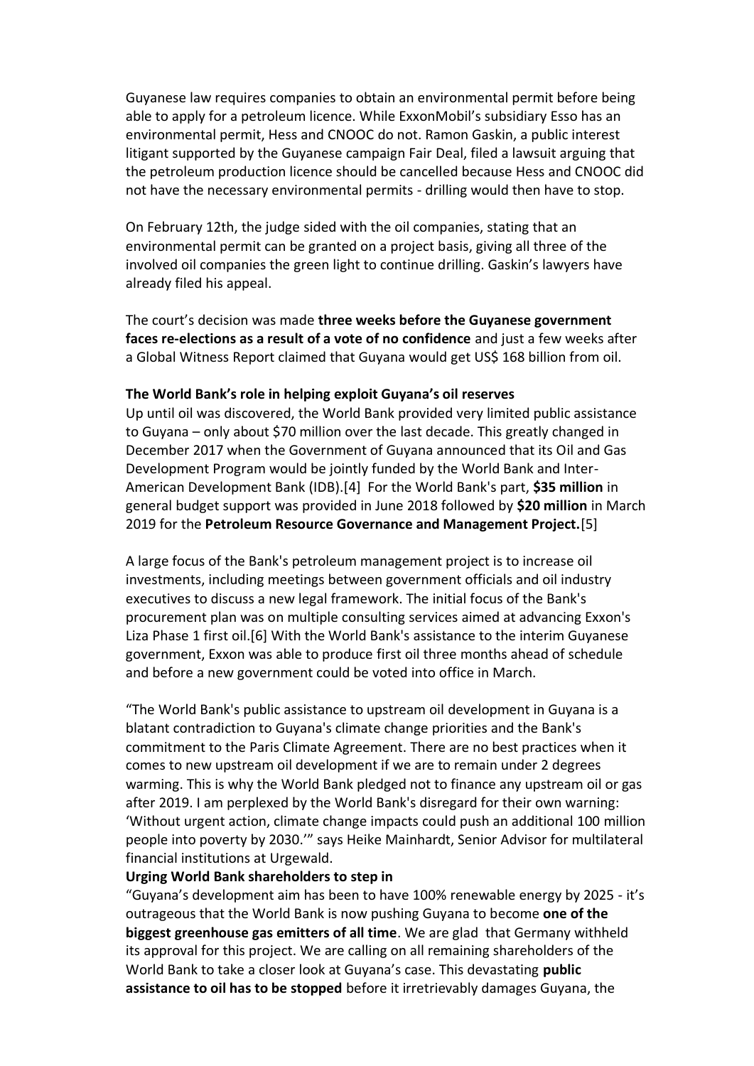Guyanese law requires companies to obtain an environmental permit before being able to apply for a petroleum licence. While ExxonMobil's subsidiary Esso has an environmental permit, Hess and CNOOC do not. Ramon Gaskin, a public interest litigant supported by the Guyanese campaign Fair Deal, filed a lawsuit arguing that the petroleum production licence should be cancelled because Hess and CNOOC did not have the necessary environmental permits - drilling would then have to stop.

On February 12th, the judge sided with the oil companies, stating that an environmental permit can be granted on a project basis, giving all three of the involved oil companies the green light to continue drilling. Gaskin's lawyers have already filed his appeal.

The court's decision was made **three weeks before the Guyanese government faces re-elections as a result of a vote of no confidence** and just a few weeks after a Global Witness Report claimed that Guyana would get US$ 168 billion from oil.

**The World Bank's role in helping exploit Guyana's oil reserves**

Up until oil was discovered, the World Bank provided very limited public assistance to Guyana – only about $70 million over the last decade. This greatly changed in December 2017 when the Government of Guyana announced that its Oil and Gas Development Program would be jointly funded by the World Bank and Inter-American Development Bank (IDB).[4] For the World Bank's part, **$35 million** in general budget support was provided in June 2018 followed by **$20 million** in March 2019 for the **Petroleum Resource Governance and Management Project.**[5]

A large focus of the Bank's petroleum management project is to increase oil investments, including meetings between government officials and oil industry executives to discuss a new legal framework. The initial focus of the Bank's procurement plan was on multiple consulting services aimed at advancing Exxon's Liza Phase 1 first oil.[6] With the World Bank's assistance to the interim Guyanese government, Exxon was able to produce first oil three months ahead of schedule and before a new government could be voted into office in March.

"The World Bank's public assistance to upstream oil development in Guyana is a blatant contradiction to Guyana's climate change priorities and the Bank's commitment to the Paris Climate Agreement. There are no best practices when it comes to new upstream oil development if we are to remain under 2 degrees warming. This is why the World Bank pledged not to finance any upstream oil or gas after 2019. I am perplexed by the World Bank's disregard for their own warning: 'Without urgent action, climate change impacts could push an additional 100 million people into poverty by 2030.'" says Heike Mainhardt, Senior Advisor for multilateral financial institutions at Urgewald.

**Urging World Bank shareholders to step in**

"Guyana's development aim has been to have 100% renewable energy by 2025 - it's outrageous that the World Bank is now pushing Guyana to become **one of the biggest greenhouse gas emitters of all time**. We are glad that Germany withheld its approval for this project. We are calling on all remaining shareholders of the World Bank to take a closer look at Guyana's case. This devastating **public assistance to oil has to be stopped** before it irretrievably damages Guyana, the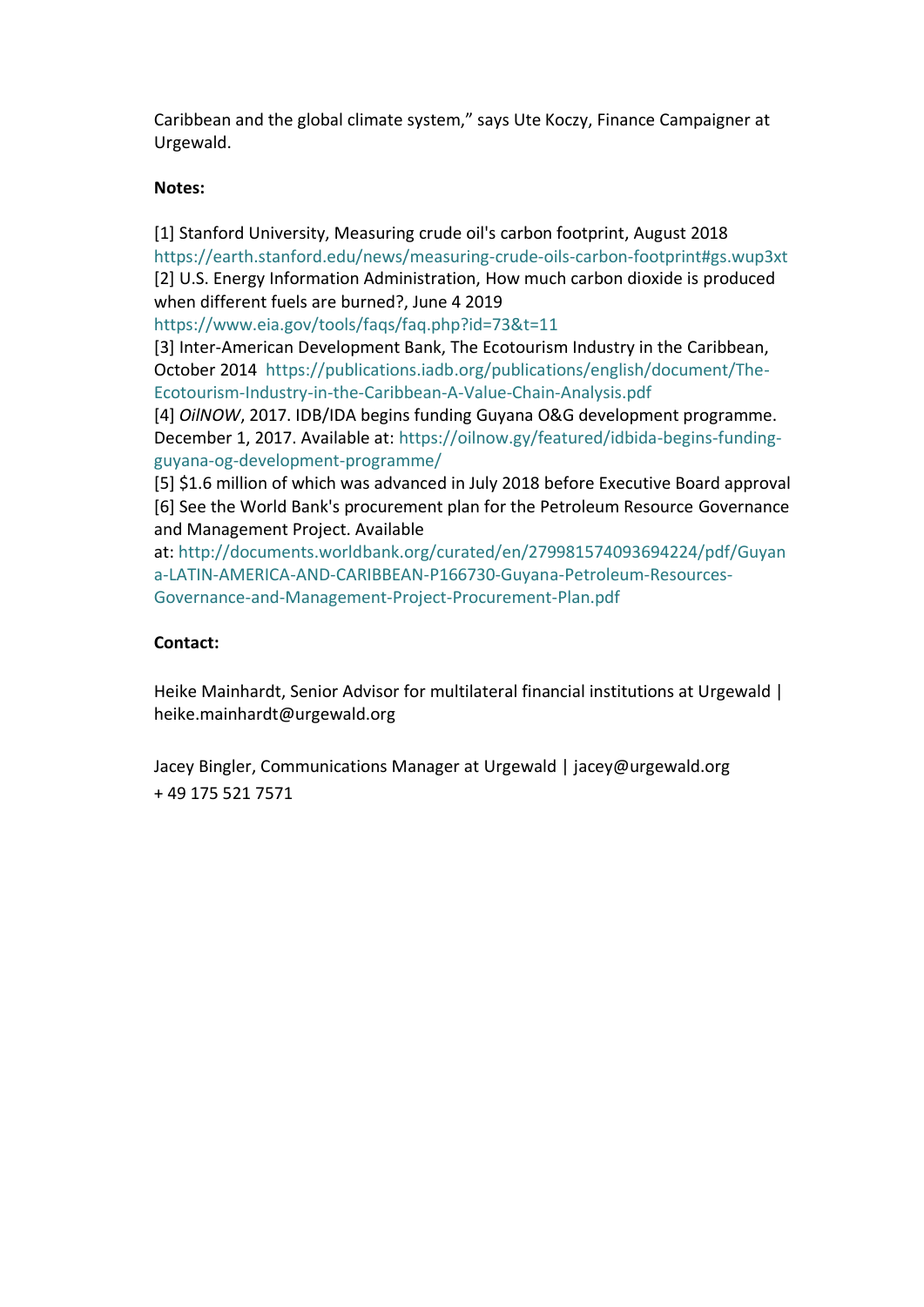Caribbean and the global climate system," says Ute Koczy, Finance Campaigner at Urgewald.

**Notes:**

[1] Stanford University, Measuring crude oil's carbon footprint, August 2018 https://earth.stanford.edu/news/measuring-crude-oils-carbon-footprint#gs.wup3xt
[2] U.S. Energy Information Administration, How much carbon dioxide is produced when different fuels are burned?, June 4 2019 https://www.eia.gov/tools/faqs/faq.php?id=73&t=11
[3] Inter-American Development Bank, The Ecotourism Industry in the Caribbean, October 2014 https://publications.iadb.org/publications/english/document/The-Ecotourism-Industry-in-the-Caribbean-A-Value-Chain-Analysis.pdf
[4] *OilNOW*, 2017. IDB/IDA begins funding Guyana O&G development programme. December 1, 2017. Available at: https://oilnow.gy/featured/idbida-begins-funding-guyana-og-development-programme/
[5] $1.6 million of which was advanced in July 2018 before Executive Board approval
[6] See the World Bank's procurement plan for the Petroleum Resource Governance and Management Project. Available at: http://documents.worldbank.org/curated/en/279981574093694224/pdf/Guyana-LATIN-AMERICA-AND-CARIBBEAN-P166730-Guyana-Petroleum-Resources-Governance-and-Management-Project-Procurement-Plan.pdf

**Contact:**

Heike Mainhardt, Senior Advisor for multilateral financial institutions at Urgewald | heike.mainhardt@urgewald.org

Jacey Bingler, Communications Manager at Urgewald | jacey@urgewald.org
+ 49 175 521 7571